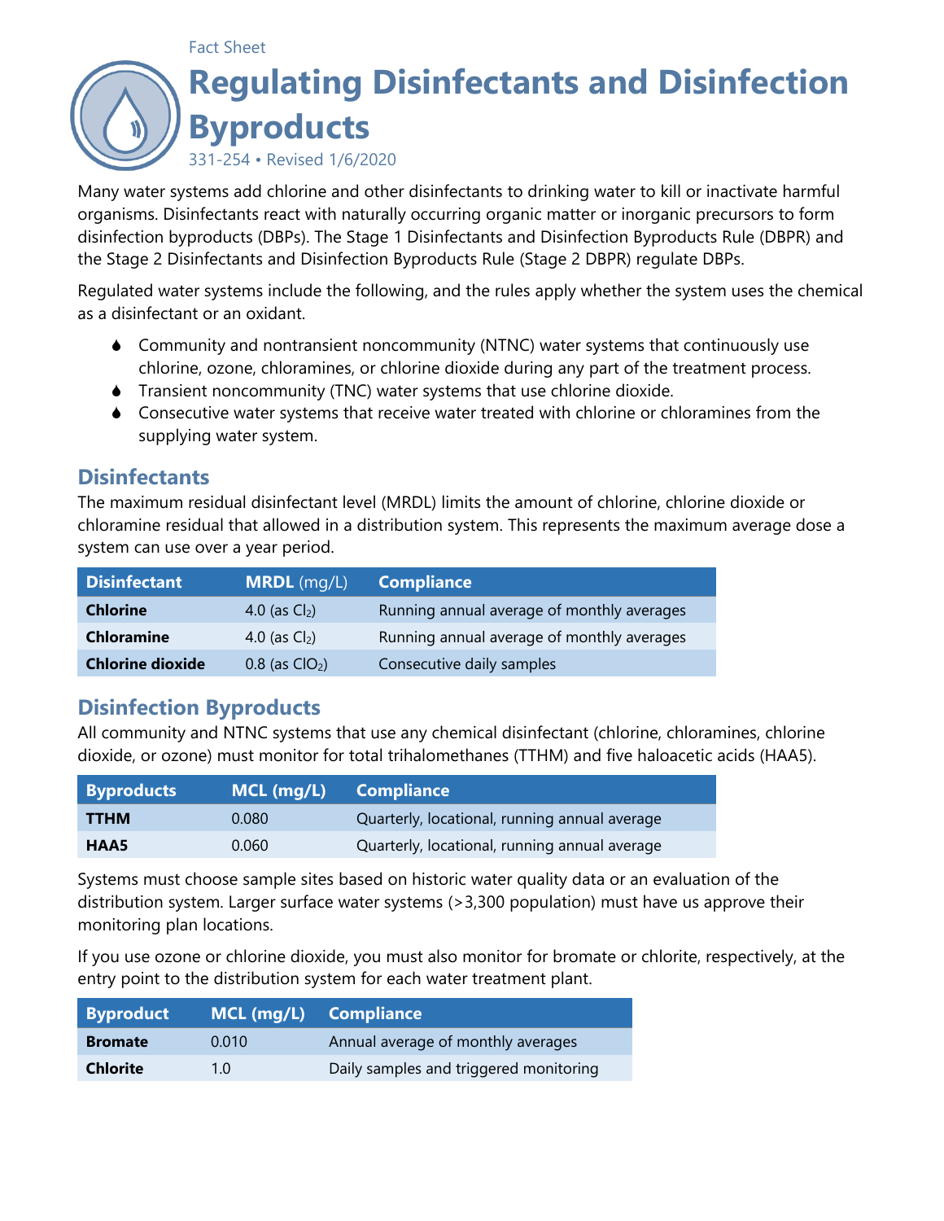Fact Sheet

# Regulating Disinfectants and Disinfection Byproducts

331-254 • Revised 1/6/2020

Many water systems add chlorine and other disinfectants to drinking water to kill or inactivate harmful organisms. Disinfectants react with naturally occurring organic matter or inorganic precursors to form disinfection byproducts (DBPs). The Stage 1 Disinfectants and Disinfection Byproducts Rule (DBPR) and the Stage 2 Disinfectants and Disinfection Byproducts Rule (Stage 2 DBPR) regulate DBPs.

Regulated water systems include the following, and the rules apply whether the system uses the chemical as a disinfectant or an oxidant.

- Community and nontransient noncommunity (NTNC) water systems that continuously use chlorine, ozone, chloramines, or chlorine dioxide during any part of the treatment process.
- Transient noncommunity (TNC) water systems that use chlorine dioxide.
- Consecutive water systems that receive water treated with chlorine or chloramines from the supplying water system.

## Disinfectants

The maximum residual disinfectant level (MRDL) limits the amount of chlorine, chlorine dioxide or chloramine residual that allowed in a distribution system. This represents the maximum average dose a system can use over a year period.

| Disinfectant | MRDL (mg/L) | Compliance |
|---|---|---|
| **Chlorine** | 4.0 (as $Cl_2$) | Running annual average of monthly averages |
| **Chloramine** | 4.0 (as $Cl_2$) | Running annual average of monthly averages |
| **Chlorine dioxide** | 0.8 (as $ClO_2$) | Consecutive daily samples |

## Disinfection Byproducts

All community and NTNC systems that use any chemical disinfectant (chlorine, chloramines, chlorine dioxide, or ozone) must monitor for total trihalomethanes (TTHM) and five haloacetic acids (HAA5).

| Byproducts | MCL (mg/L) | Compliance |
|---|---|---|
| **TTHM** | 0.080 | Quarterly, locational, running annual average |
| **HAA5** | 0.060 | Quarterly, locational, running annual average |

Systems must choose sample sites based on historic water quality data or an evaluation of the distribution system. Larger surface water systems (>3,300 population) must have us approve their monitoring plan locations.

If you use ozone or chlorine dioxide, you must also monitor for bromate or chlorite, respectively, at the entry point to the distribution system for each water treatment plant.

| Byproduct | MCL (mg/L) | Compliance |
|---|---|---|
| **Bromate** | 0.010 | Annual average of monthly averages |
| **Chlorite** | 1.0 | Daily samples and triggered monitoring |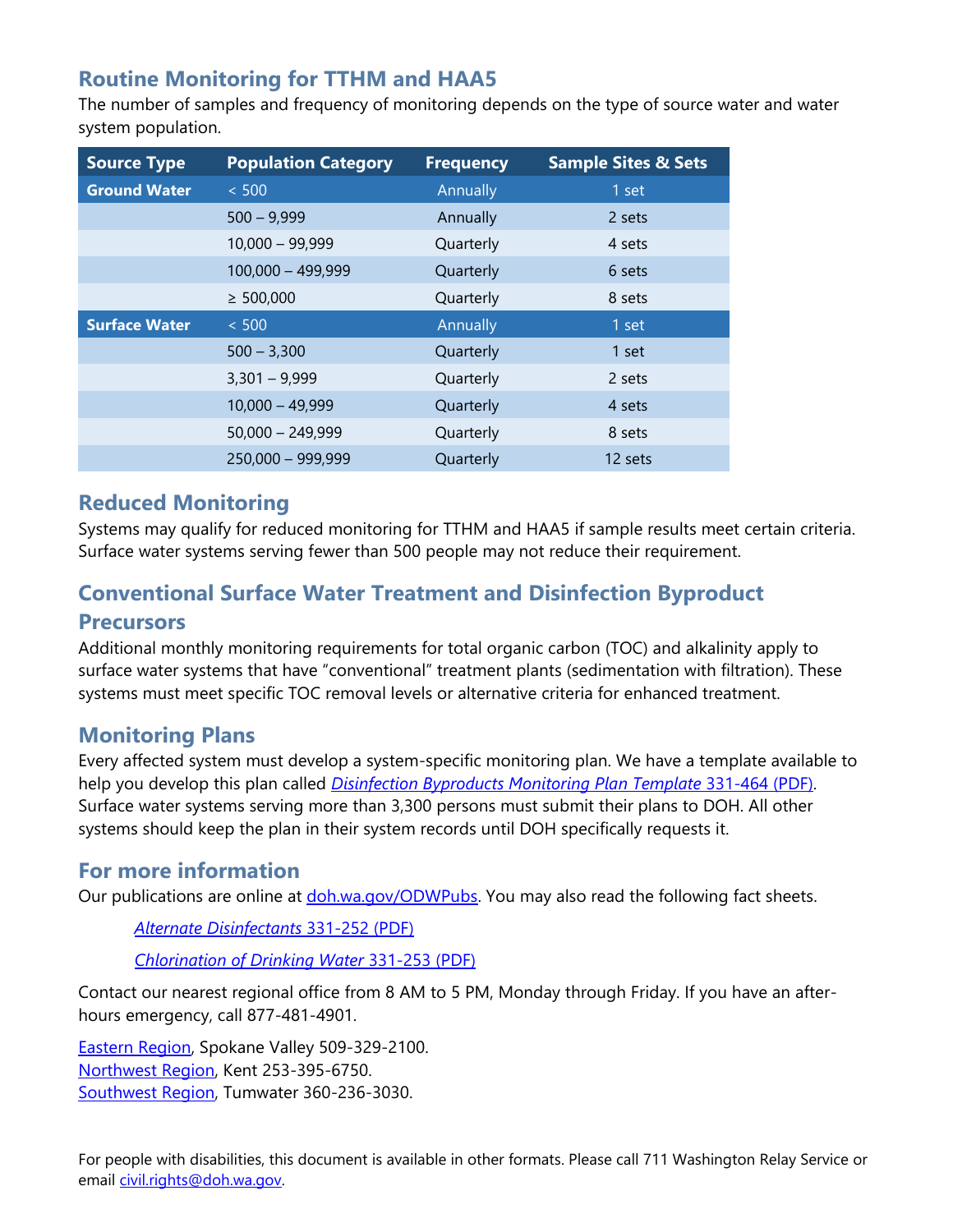## Routine Monitoring for TTHM and HAA5

The number of samples and frequency of monitoring depends on the type of source water and water system population.

| Source Type | Population Category | Frequency | Sample Sites & Sets |
|---|---|---|---|
| **Ground Water** | < 500 | Annually | 1 set |
| | 500 – 9,999 | Annually | 2 sets |
| | 10,000 – 99,999 | Quarterly | 4 sets |
| | 100,000 – 499,999 | Quarterly | 6 sets |
| | ≥ 500,000 | Quarterly | 8 sets |
| **Surface Water** | < 500 | Annually | 1 set |
| | 500 – 3,300 | Quarterly | 1 set |
| | 3,301 – 9,999 | Quarterly | 2 sets |
| | 10,000 – 49,999 | Quarterly | 4 sets |
| | 50,000 – 249,999 | Quarterly | 8 sets |
| | 250,000 – 999,999 | Quarterly | 12 sets |

## Reduced Monitoring

Systems may qualify for reduced monitoring for TTHM and HAA5 if sample results meet certain criteria. Surface water systems serving fewer than 500 people may not reduce their requirement.

## Conventional Surface Water Treatment and Disinfection Byproduct Precursors

Additional monthly monitoring requirements for total organic carbon (TOC) and alkalinity apply to surface water systems that have "conventional" treatment plants (sedimentation with filtration). These systems must meet specific TOC removal levels or alternative criteria for enhanced treatment.

## Monitoring Plans

Every affected system must develop a system-specific monitoring plan. We have a template available to help you develop this plan called *Disinfection Byproducts Monitoring Plan Template* 331-464 (PDF). Surface water systems serving more than 3,300 persons must submit their plans to DOH. All other systems should keep the plan in their system records until DOH specifically requests it.

## For more information

Our publications are online at doh.wa.gov/ODWPubs. You may also read the following fact sheets.

*Alternate Disinfectants* 331-252 (PDF)

*Chlorination of Drinking Water* 331-253 (PDF)

Contact our nearest regional office from 8 AM to 5 PM, Monday through Friday. If you have an after-hours emergency, call 877-481-4901.

Eastern Region, Spokane Valley 509-329-2100.
Northwest Region, Kent 253-395-6750.
Southwest Region, Tumwater 360-236-3030.

For people with disabilities, this document is available in other formats. Please call 711 Washington Relay Service or email civil.rights@doh.wa.gov.